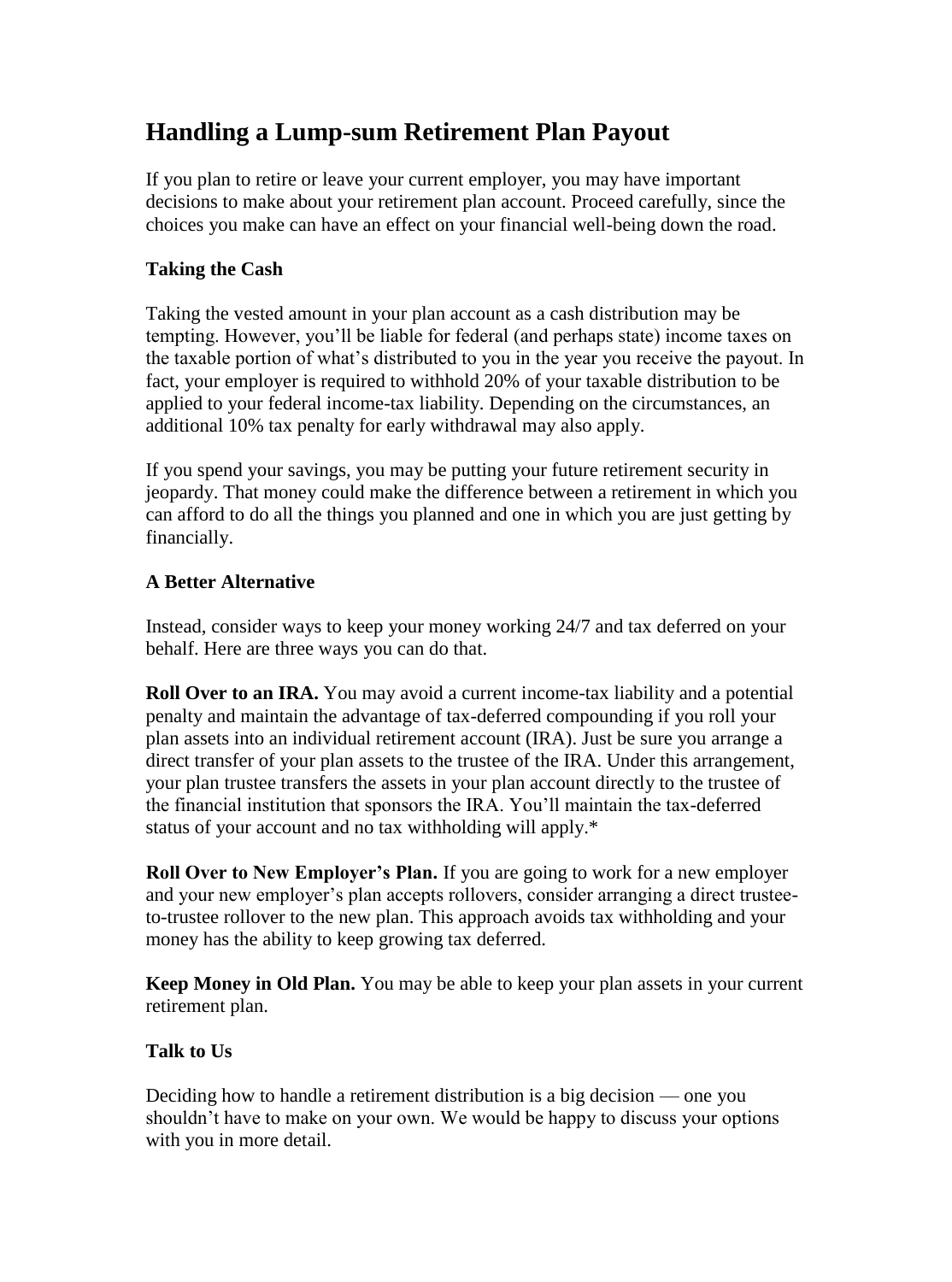# Handling a Lump-sum Retirement Plan Payout

If you plan to retire or leave your current employer, you may have important decisions to make about your retirement plan account. Proceed carefully, since the choices you make can have an effect on your financial well-being down the road.

### Taking the Cash

Taking the vested amount in your plan account as a cash distribution may be tempting. However, you'll be liable for federal (and perhaps state) income taxes on the taxable portion of what's distributed to you in the year you receive the payout. In fact, your employer is required to withhold 20% of your taxable distribution to be applied to your federal income-tax liability. Depending on the circumstances, an additional 10% tax penalty for early withdrawal may also apply.

If you spend your savings, you may be putting your future retirement security in jeopardy. That money could make the difference between a retirement in which you can afford to do all the things you planned and one in which you are just getting by financially.

### A Better Alternative

Instead, consider ways to keep your money working 24/7 and tax deferred on your behalf. Here are three ways you can do that.

**Roll Over to an IRA.** You may avoid a current income-tax liability and a potential penalty and maintain the advantage of tax-deferred compounding if you roll your plan assets into an individual retirement account (IRA). Just be sure you arrange a direct transfer of your plan assets to the trustee of the IRA. Under this arrangement, your plan trustee transfers the assets in your plan account directly to the trustee of the financial institution that sponsors the IRA. You'll maintain the tax-deferred status of your account and no tax withholding will apply.*

**Roll Over to New Employer's Plan.** If you are going to work for a new employer and your new employer's plan accepts rollovers, consider arranging a direct trustee-to-trustee rollover to the new plan. This approach avoids tax withholding and your money has the ability to keep growing tax deferred.

**Keep Money in Old Plan.** You may be able to keep your plan assets in your current retirement plan.

### Talk to Us

Deciding how to handle a retirement distribution is a big decision — one you shouldn't have to make on your own. We would be happy to discuss your options with you in more detail.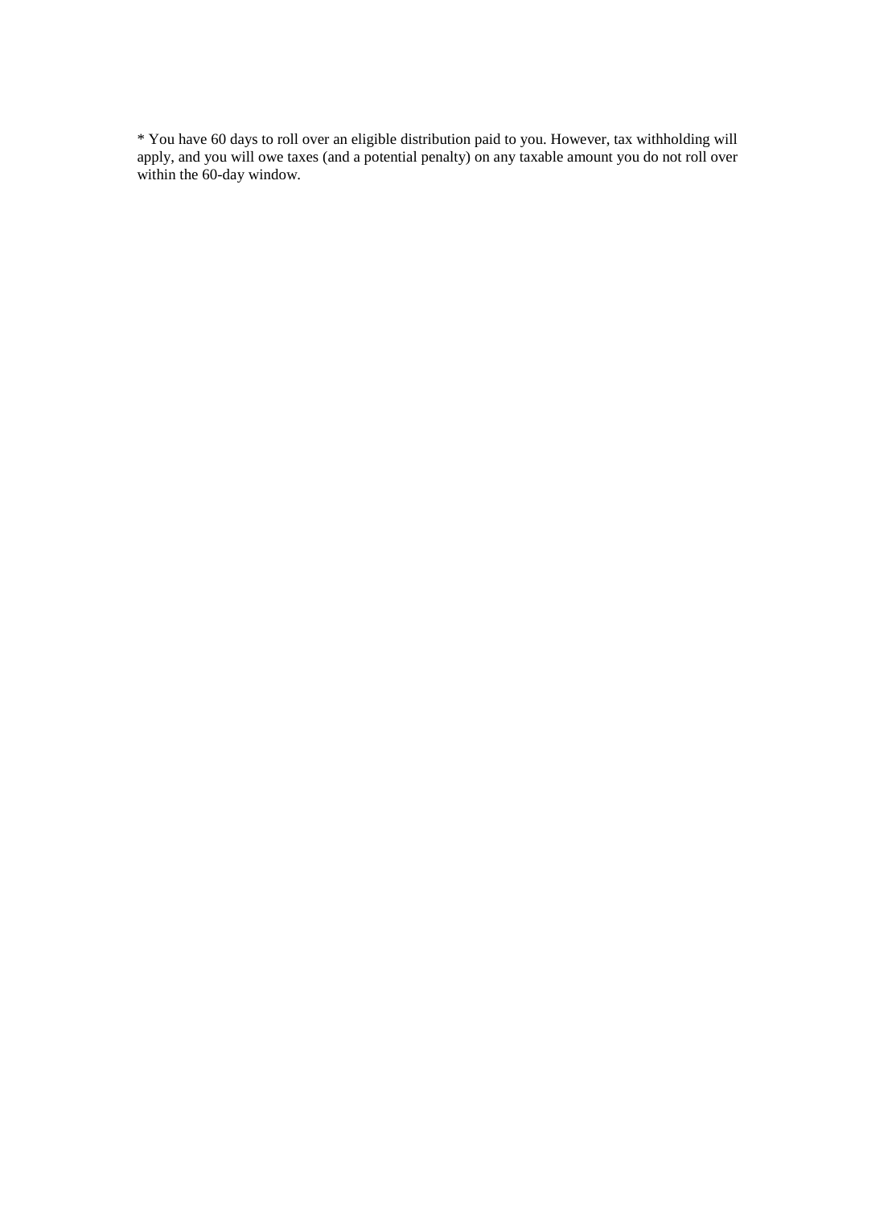* You have 60 days to roll over an eligible distribution paid to you. However, tax withholding will apply, and you will owe taxes (and a potential penalty) on any taxable amount you do not roll over within the 60-day window.